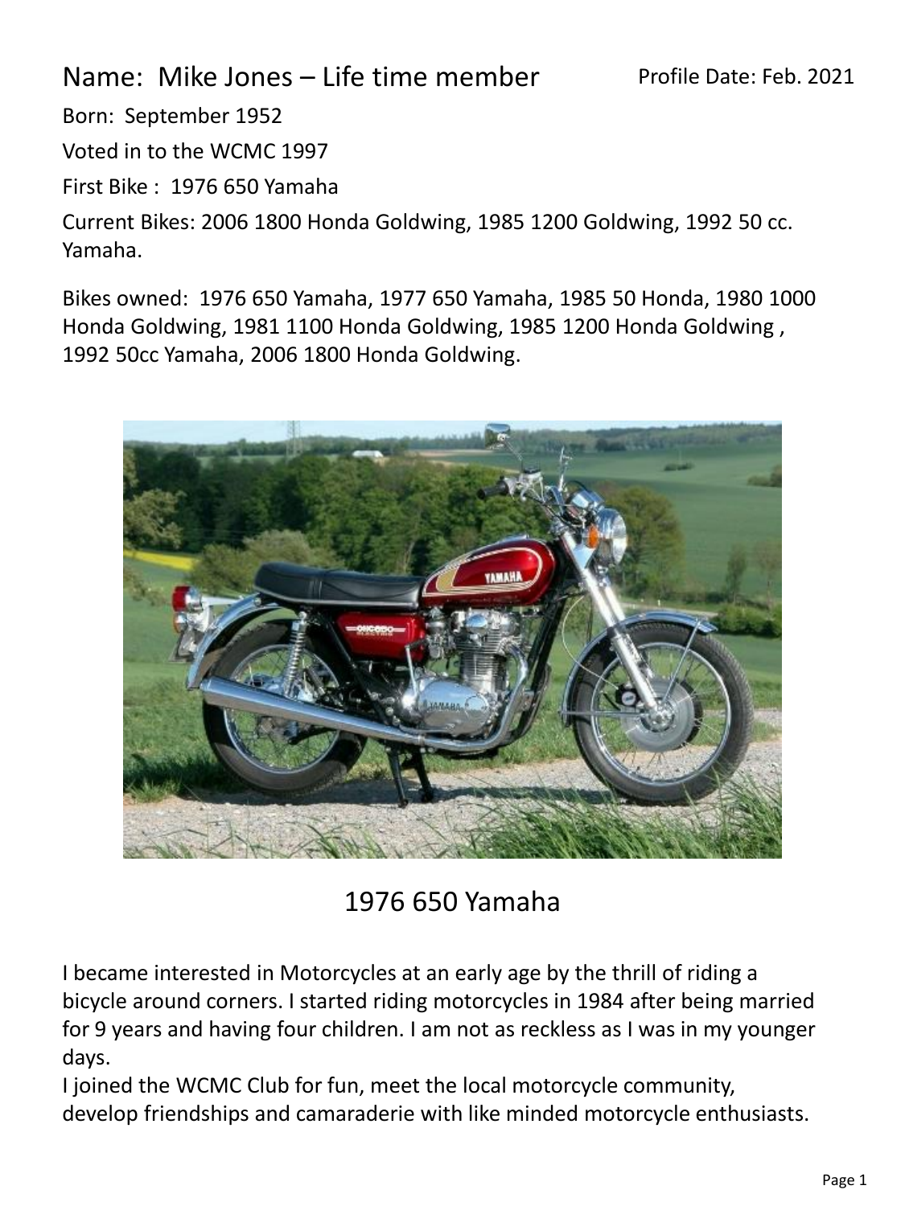Name: Mike Jones – Life time member

Profile Date: Feb. 2021

Born: September 1952

Voted in to the WCMC 1997

First Bike : 1976 650 Yamaha

Current Bikes: 2006 1800 Honda Goldwing, 1985 1200 Goldwing, 1992 50 cc. Yamaha.

Bikes owned: 1976 650 Yamaha, 1977 650 Yamaha, 1985 50 Honda, 1980 1000 Honda Goldwing, 1981 1100 Honda Goldwing, 1985 1200 Honda Goldwing , 1992 50cc Yamaha, 2006 1800 Honda Goldwing.

1976 650 Yamaha

I became interested in Motorcycles at an early age by the thrill of riding a bicycle around corners. I started riding motorcycles in 1984 after being married for 9 years and having four children. I am not as reckless as I was in my younger days.

I joined the WCMC Club for fun, meet the local motorcycle community, develop friendships and camaraderie with like minded motorcycle enthusiasts.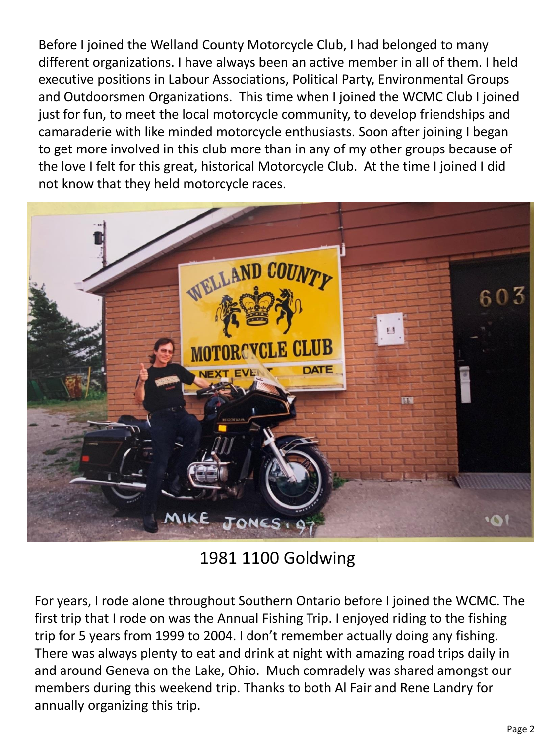Before I joined the Welland County Motorcycle Club, I had belonged to many different organizations. I have always been an active member in all of them. I held executive positions in Labour Associations, Political Party, Environmental Groups and Outdoorsmen Organizations. This time when I joined the WCMC Club I joined just for fun, to meet the local motorcycle community, to develop friendships and camaraderie with like minded motorcycle enthusiasts. Soon after joining I began to get more involved in this club more than in any of my other groups because of the love I felt for this great, historical Motorcycle Club. At the time I joined I did not know that they held motorcycle races.

1981 1100 Goldwing

For years, I rode alone throughout Southern Ontario before I joined the WCMC. The first trip that I rode on was the Annual Fishing Trip. I enjoyed riding to the fishing trip for 5 years from 1999 to 2004. I don't remember actually doing any fishing. There was always plenty to eat and drink at night with amazing road trips daily in and around Geneva on the Lake, Ohio. Much comradely was shared amongst our members during this weekend trip. Thanks to both Al Fair and Rene Landry for annually organizing this trip.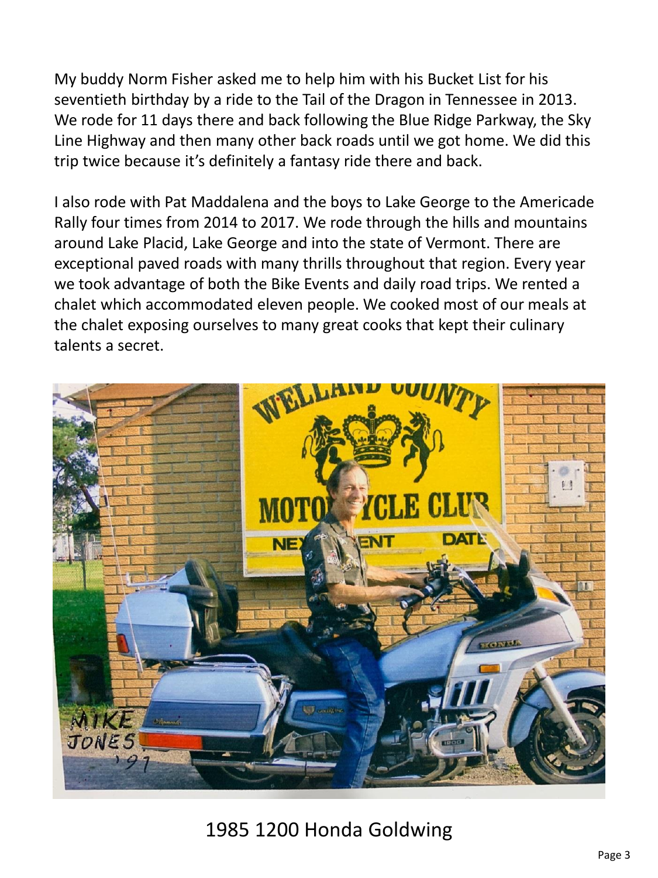My buddy Norm Fisher asked me to help him with his Bucket List for his seventieth birthday by a ride to the Tail of the Dragon in Tennessee in 2013. We rode for 11 days there and back following the Blue Ridge Parkway, the Sky Line Highway and then many other back roads until we got home. We did this trip twice because it's definitely a fantasy ride there and back.

I also rode with Pat Maddalena and the boys to Lake George to the Americade Rally four times from 2014 to 2017. We rode through the hills and mountains around Lake Placid, Lake George and into the state of Vermont. There are exceptional paved roads with many thrills throughout that region. Every year we took advantage of both the Bike Events and daily road trips. We rented a chalet which accommodated eleven people. We cooked most of our meals at the chalet exposing ourselves to many great cooks that kept their culinary talents a secret.

1985 1200 Honda Goldwing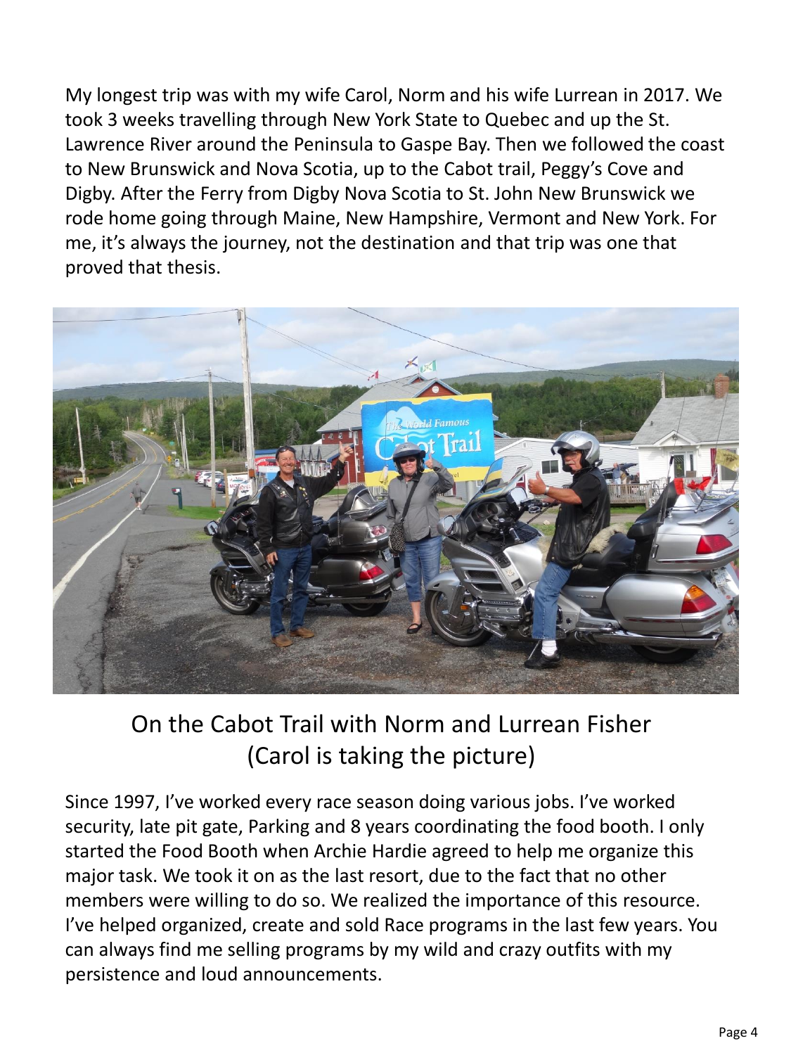My longest trip was with my wife Carol, Norm and his wife Lurrean in 2017. We took 3 weeks travelling through New York State to Quebec and up the St. Lawrence River around the Peninsula to Gaspe Bay. Then we followed the coast to New Brunswick and Nova Scotia, up to the Cabot trail, Peggy's Cove and Digby. After the Ferry from Digby Nova Scotia to St. John New Brunswick we rode home going through Maine, New Hampshire, Vermont and New York. For me, it's always the journey, not the destination and that trip was one that proved that thesis.

On the Cabot Trail with Norm and Lurrean Fisher
(Carol is taking the picture)

Since 1997, I've worked every race season doing various jobs. I've worked security, late pit gate, Parking and 8 years coordinating the food booth. I only started the Food Booth when Archie Hardie agreed to help me organize this major task. We took it on as the last resort, due to the fact that no other members were willing to do so. We realized the importance of this resource. I've helped organized, create and sold Race programs in the last few years. You can always find me selling programs by my wild and crazy outfits with my persistence and loud announcements.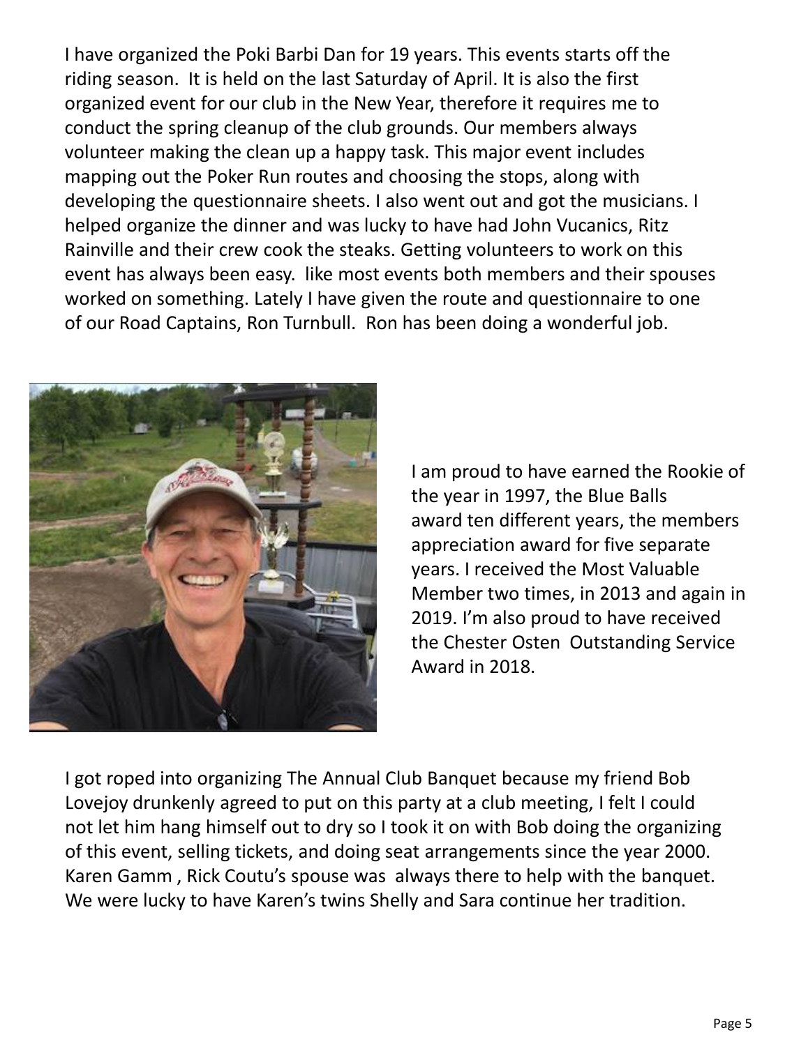I have organized the Poki Barbi Dan for 19 years. This events starts off the riding season. It is held on the last Saturday of April. It is also the first organized event for our club in the New Year, therefore it requires me to conduct the spring cleanup of the club grounds. Our members always volunteer making the clean up a happy task. This major event includes mapping out the Poker Run routes and choosing the stops, along with developing the questionnaire sheets. I also went out and got the musicians. I helped organize the dinner and was lucky to have had John Vucanics, Ritz Rainville and their crew cook the steaks. Getting volunteers to work on this event has always been easy. like most events both members and their spouses worked on something. Lately I have given the route and questionnaire to one of our Road Captains, Ron Turnbull. Ron has been doing a wonderful job.

I am proud to have earned the Rookie of the year in 1997, the Blue Balls award ten different years, the members appreciation award for five separate years. I received the Most Valuable Member two times, in 2013 and again in 2019. I'm also proud to have received the Chester Osten Outstanding Service Award in 2018.

I got roped into organizing The Annual Club Banquet because my friend Bob Lovejoy drunkenly agreed to put on this party at a club meeting, I felt I could not let him hang himself out to dry so I took it on with Bob doing the organizing of this event, selling tickets, and doing seat arrangements since the year 2000. Karen Gamm , Rick Coutu's spouse was always there to help with the banquet. We were lucky to have Karen's twins Shelly and Sara continue her tradition.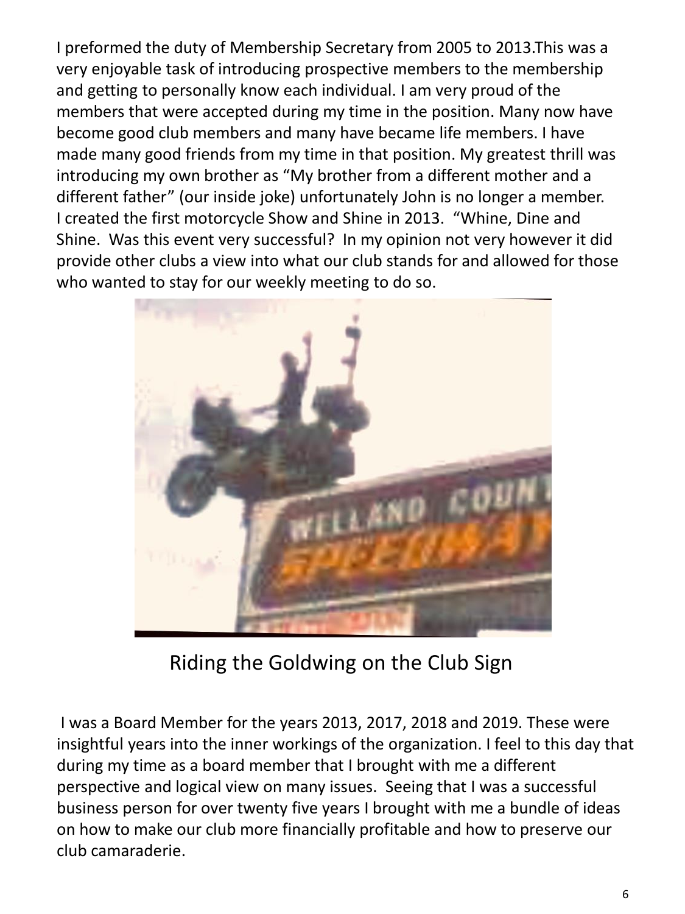I preformed the duty of Membership Secretary from 2005 to 2013.This was a very enjoyable task of introducing prospective members to the membership and getting to personally know each individual. I am very proud of the members that were accepted during my time in the position. Many now have become good club members and many have became life members. I have made many good friends from my time in that position. My greatest thrill was introducing my own brother as "My brother from a different mother and a different father" (our inside joke) unfortunately John is no longer a member. I created the first motorcycle Show and Shine in 2013. "Whine, Dine and Shine. Was this event very successful? In my opinion not very however it did provide other clubs a view into what our club stands for and allowed for those who wanted to stay for our weekly meeting to do so.

Riding the Goldwing on the Club Sign

I was a Board Member for the years 2013, 2017, 2018 and 2019. These were insightful years into the inner workings of the organization. I feel to this day that during my time as a board member that I brought with me a different perspective and logical view on many issues. Seeing that I was a successful business person for over twenty five years I brought with me a bundle of ideas on how to make our club more financially profitable and how to preserve our club camaraderie.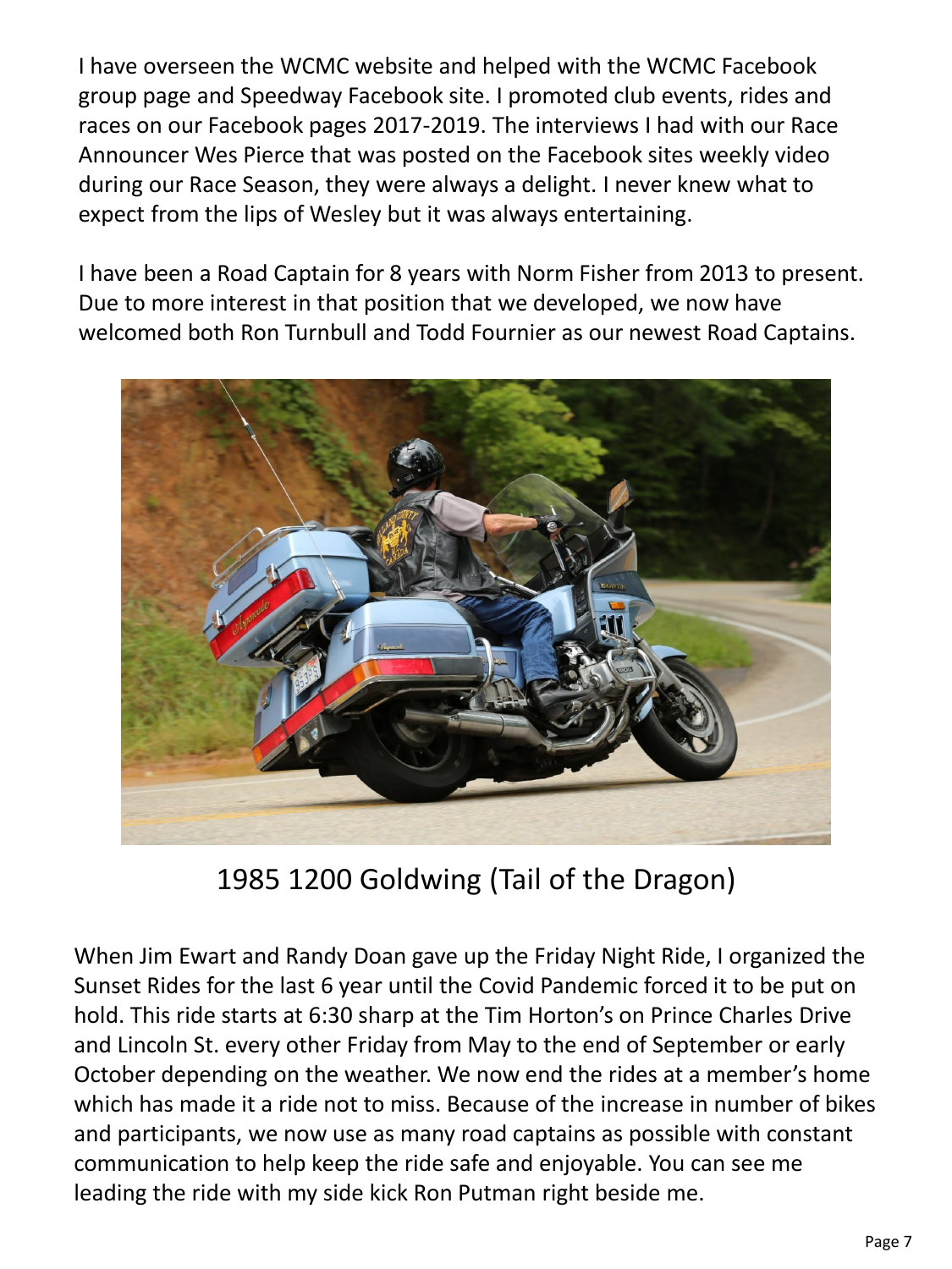I have overseen the WCMC website and helped with the WCMC Facebook group page and Speedway Facebook site. I promoted club events, rides and races on our Facebook pages 2017-2019. The interviews I had with our Race Announcer Wes Pierce that was posted on the Facebook sites weekly video during our Race Season, they were always a delight. I never knew what to expect from the lips of Wesley but it was always entertaining.

I have been a Road Captain for 8 years with Norm Fisher from 2013 to present. Due to more interest in that position that we developed, we now have welcomed both Ron Turnbull and Todd Fournier as our newest Road Captains.

1985 1200 Goldwing (Tail of the Dragon)

When Jim Ewart and Randy Doan gave up the Friday Night Ride, I organized the Sunset Rides for the last 6 year until the Covid Pandemic forced it to be put on hold. This ride starts at 6:30 sharp at the Tim Horton's on Prince Charles Drive and Lincoln St. every other Friday from May to the end of September or early October depending on the weather. We now end the rides at a member's home which has made it a ride not to miss. Because of the increase in number of bikes and participants, we now use as many road captains as possible with constant communication to help keep the ride safe and enjoyable. You can see me leading the ride with my side kick Ron Putman right beside me.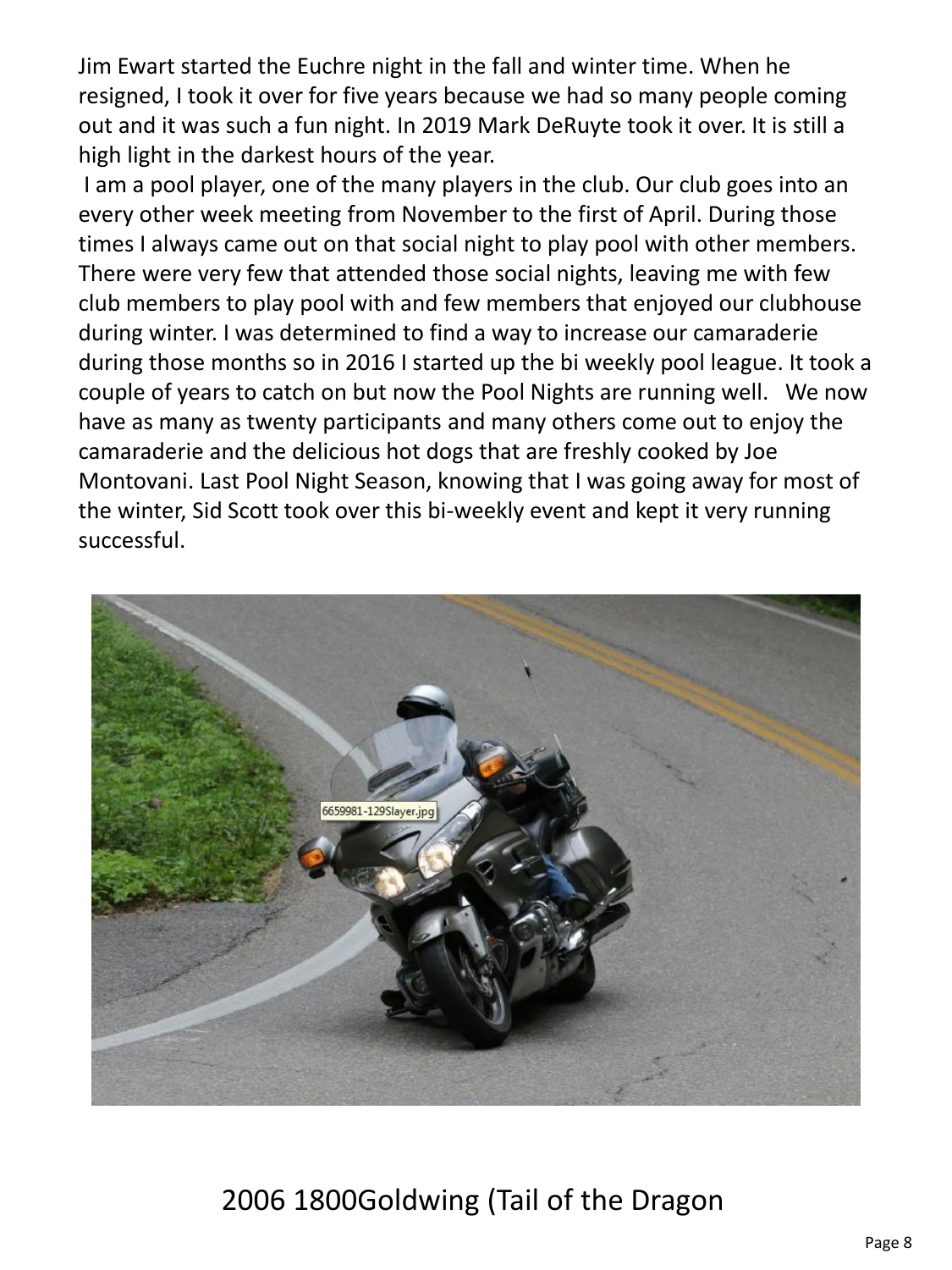Jim Ewart started the Euchre night in the fall and winter time. When he resigned, I took it over for five years because we had so many people coming out and it was such a fun night. In 2019 Mark DeRuyte took it over. It is still a high light in the darkest hours of the year.

I am a pool player, one of the many players in the club. Our club goes into an every other week meeting from November to the first of April. During those times I always came out on that social night to play pool with other members. There were very few that attended those social nights, leaving me with few club members to play pool with and few members that enjoyed our clubhouse during winter. I was determined to find a way to increase our camaraderie during those months so in 2016 I started up the bi weekly pool league. It took a couple of years to catch on but now the Pool Nights are running well. We now have as many as twenty participants and many others come out to enjoy the camaraderie and the delicious hot dogs that are freshly cooked by Joe Montovani. Last Pool Night Season, knowing that I was going away for most of the winter, Sid Scott took over this bi-weekly event and kept it very running successful.

2006 1800Goldwing (Tail of the Dragon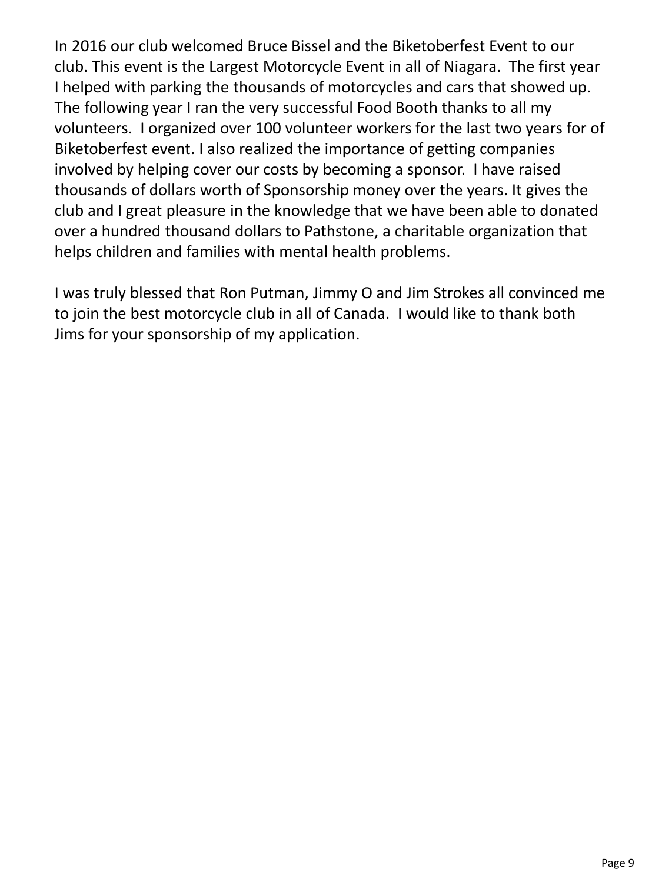In 2016 our club welcomed Bruce Bissel and the Biketoberfest Event to our club. This event is the Largest Motorcycle Event in all of Niagara. The first year I helped with parking the thousands of motorcycles and cars that showed up. The following year I ran the very successful Food Booth thanks to all my volunteers. I organized over 100 volunteer workers for the last two years for of Biketoberfest event. I also realized the importance of getting companies involved by helping cover our costs by becoming a sponsor. I have raised thousands of dollars worth of Sponsorship money over the years. It gives the club and I great pleasure in the knowledge that we have been able to donated over a hundred thousand dollars to Pathstone, a charitable organization that helps children and families with mental health problems.

I was truly blessed that Ron Putman, Jimmy O and Jim Strokes all convinced me to join the best motorcycle club in all of Canada. I would like to thank both Jims for your sponsorship of my application.